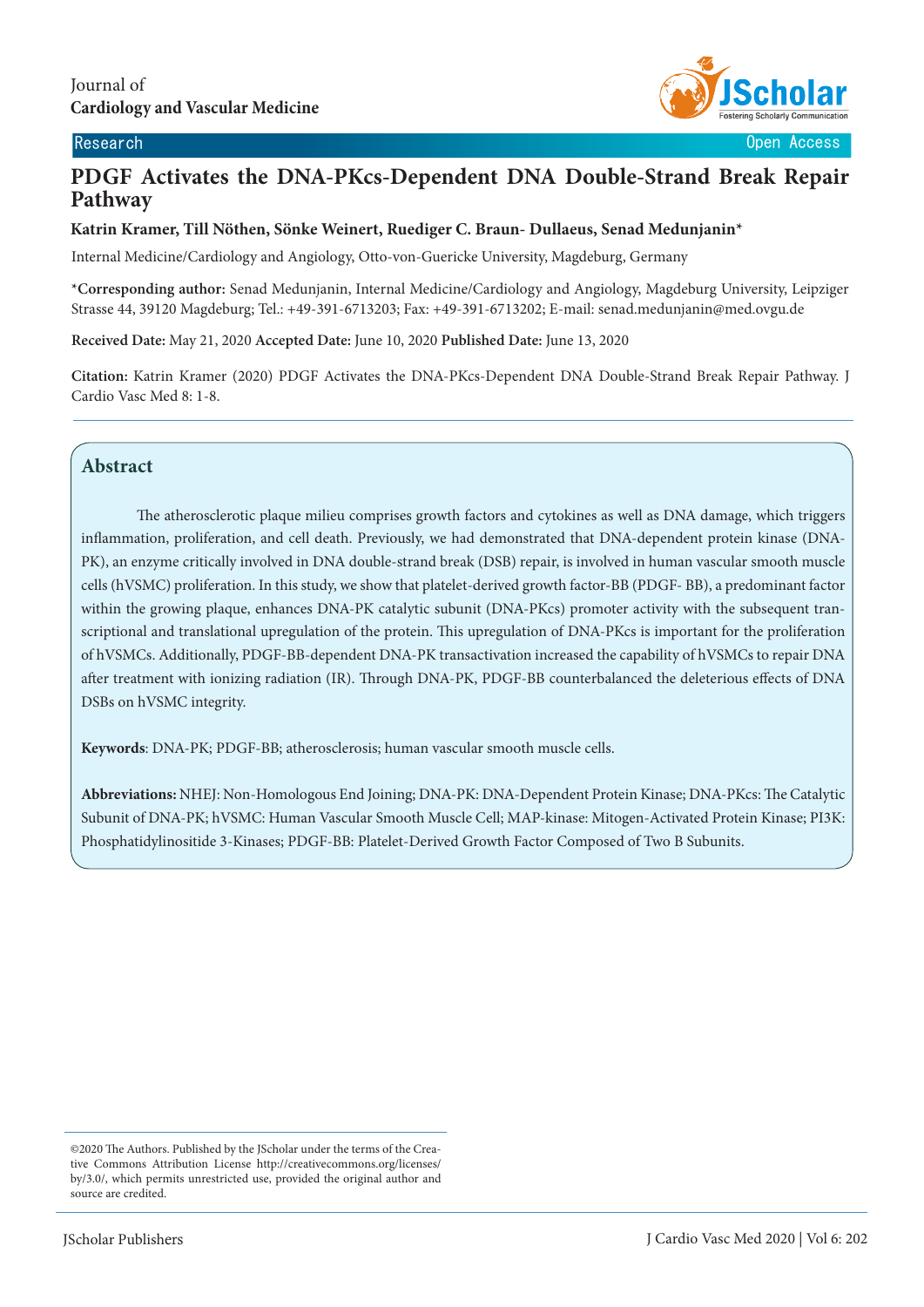Journal of
**Cardiology and Vascular Medicine**

Research | Open Access

# PDGF Activates the DNA-PKcs-Dependent DNA Double-Strand Break Repair Pathway

**Katrin Kramer, Till Nöthen, Sönke Weinert, Ruediger C. Braun- Dullaeus, Senad Medunjanin***

Internal Medicine/Cardiology and Angiology, Otto-von-Guericke University, Magdeburg, Germany

***Corresponding author:** Senad Medunjanin, Internal Medicine/Cardiology and Angiology, Magdeburg University, Leipziger Strasse 44, 39120 Magdeburg; Tel.: +49-391-6713203; Fax: +49-391-6713202; E-mail: senad.medunjanin@med.ovgu.de

**Received Date:** May 21, 2020 **Accepted Date:** June 10, 2020 **Published Date:** June 13, 2020

**Citation:** Katrin Kramer (2020) PDGF Activates the DNA-PKcs-Dependent DNA Double-Strand Break Repair Pathway. J Cardio Vasc Med 8: 1-8.

## Abstract

The atherosclerotic plaque milieu comprises growth factors and cytokines as well as DNA damage, which triggers inflammation, proliferation, and cell death. Previously, we had demonstrated that DNA-dependent protein kinase (DNA-PK), an enzyme critically involved in DNA double-strand break (DSB) repair, is involved in human vascular smooth muscle cells (hVSMC) proliferation. In this study, we show that platelet-derived growth factor-BB (PDGF- BB), a predominant factor within the growing plaque, enhances DNA-PK catalytic subunit (DNA-PKcs) promoter activity with the subsequent transcriptional and translational upregulation of the protein. This upregulation of DNA-PKcs is important for the proliferation of hVSMCs. Additionally, PDGF-BB-dependent DNA-PK transactivation increased the capability of hVSMCs to repair DNA after treatment with ionizing radiation (IR). Through DNA-PK, PDGF-BB counterbalanced the deleterious effects of DNA DSBs on hVSMC integrity.

**Keywords**: DNA-PK; PDGF-BB; atherosclerosis; human vascular smooth muscle cells.

**Abbreviations:** NHEJ: Non-Homologous End Joining; DNA-PK: DNA-Dependent Protein Kinase; DNA-PKcs: The Catalytic Subunit of DNA-PK; hVSMC: Human Vascular Smooth Muscle Cell; MAP-kinase: Mitogen-Activated Protein Kinase; PI3K: Phosphatidylinositide 3-Kinases; PDGF-BB: Platelet-Derived Growth Factor Composed of Two B Subunits.

©2020 The Authors. Published by the JScholar under the terms of the Creative Commons Attribution License http://creativecommons.org/licenses/by/3.0/, which permits unrestricted use, provided the original author and source are credited.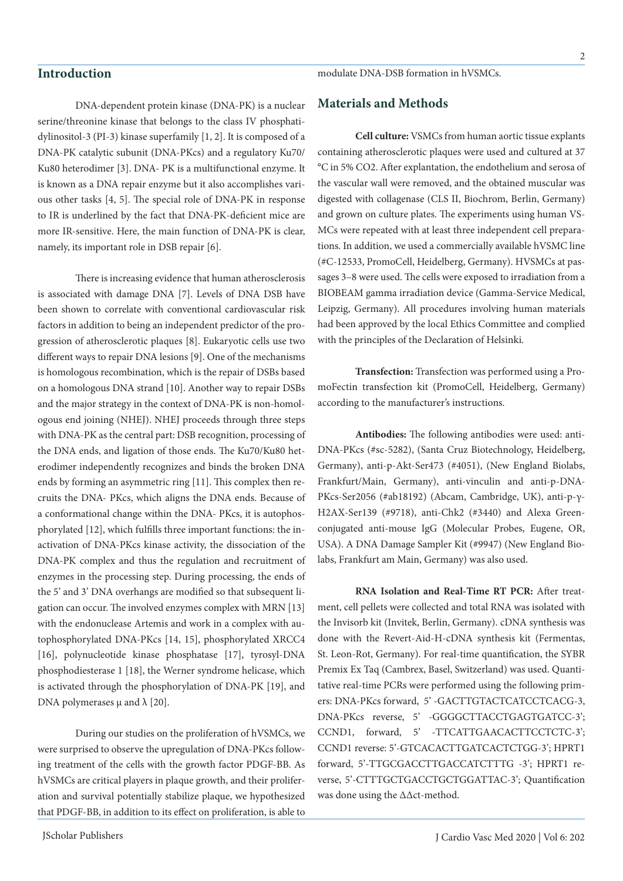## Introduction

DNA-dependent protein kinase (DNA-PK) is a nuclear serine/threonine kinase that belongs to the class IV phosphatidylinositol-3 (PI-3) kinase superfamily [1, 2]. It is composed of a DNA-PK catalytic subunit (DNA-PKcs) and a regulatory Ku70/Ku80 heterodimer [3]. DNA- PK is a multifunctional enzyme. It is known as a DNA repair enzyme but it also accomplishes various other tasks [4, 5]. The special role of DNA-PK in response to IR is underlined by the fact that DNA-PK-deficient mice are more IR-sensitive. Here, the main function of DNA-PK is clear, namely, its important role in DSB repair [6].

There is increasing evidence that human atherosclerosis is associated with damage DNA [7]. Levels of DNA DSB have been shown to correlate with conventional cardiovascular risk factors in addition to being an independent predictor of the progression of atherosclerotic plaques [8]. Eukaryotic cells use two different ways to repair DNA lesions [9]. One of the mechanisms is homologous recombination, which is the repair of DSBs based on a homologous DNA strand [10]. Another way to repair DSBs and the major strategy in the context of DNA-PK is non-homologous end joining (NHEJ). NHEJ proceeds through three steps with DNA-PK as the central part: DSB recognition, processing of the DNA ends, and ligation of those ends. The Ku70/Ku80 heterodimer independently recognizes and binds the broken DNA ends by forming an asymmetric ring [11]. This complex then recruits the DNA- PKcs, which aligns the DNA ends. Because of a conformational change within the DNA- PKcs, it is autophosphorylated [12], which fulfills three important functions: the inactivation of DNA-PKcs kinase activity, the dissociation of the DNA-PK complex and thus the regulation and recruitment of enzymes in the processing step. During processing, the ends of the 5' and 3' DNA overhangs are modified so that subsequent ligation can occur. The involved enzymes complex with MRN [13] with the endonuclease Artemis and work in a complex with autophosphorylated DNA-PKcs [14, 15], phosphorylated XRCC4 [16], polynucleotide kinase phosphatase [17], tyrosyl-DNA phosphodiesterase 1 [18], the Werner syndrome helicase, which is activated through the phosphorylation of DNA-PK [19], and DNA polymerases μ and λ [20].

During our studies on the proliferation of hVSMCs, we were surprised to observe the upregulation of DNA-PKcs following treatment of the cells with the growth factor PDGF-BB. As hVSMCs are critical players in plaque growth, and their proliferation and survival potentially stabilize plaque, we hypothesized that PDGF-BB, in addition to its effect on proliferation, is able to modulate DNA-DSB formation in hVSMCs.

## Materials and Methods

**Cell culture:** VSMCs from human aortic tissue explants containing atherosclerotic plaques were used and cultured at 37 °C in 5% $CO_2$. After explantation, the endothelium and serosa of the vascular wall were removed, and the obtained muscular was digested with collagenase (CLS II, Biochrom, Berlin, Germany) and grown on culture plates. The experiments using human VSMCs were repeated with at least three independent cell preparations. In addition, we used a commercially available hVSMC line (#C-12533, PromoCell, Heidelberg, Germany). HVSMCs at passages 3–8 were used. The cells were exposed to irradiation from a BIOBEAM gamma irradiation device (Gamma-Service Medical, Leipzig, Germany). All procedures involving human materials had been approved by the local Ethics Committee and complied with the principles of the Declaration of Helsinki.

**Transfection:** Transfection was performed using a PromoFectin transfection kit (PromoCell, Heidelberg, Germany) according to the manufacturer's instructions.

**Antibodies:** The following antibodies were used: anti-DNA-PKcs (#sc-5282), (Santa Cruz Biotechnology, Heidelberg, Germany), anti-p-Akt-Ser473 (#4051), (New England Biolabs, Frankfurt/Main, Germany), anti-vinculin and anti-p-DNA-PKcs-Ser2056 (#ab18192) (Abcam, Cambridge, UK), anti-p-γ-H2AX-Ser139 (#9718), anti-Chk2 (#3440) and Alexa Green-conjugated anti-mouse IgG (Molecular Probes, Eugene, OR, USA). A DNA Damage Sampler Kit (#9947) (New England Biolabs, Frankfurt am Main, Germany) was also used.

**RNA Isolation and Real-Time RT PCR:** After treatment, cell pellets were collected and total RNA was isolated with the Invisorb kit (Invitek, Berlin, Germany). cDNA synthesis was done with the Revert-Aid-H-cDNA synthesis kit (Fermentas, St. Leon-Rot, Germany). For real-time quantification, the SYBR Premix Ex Taq (Cambrex, Basel, Switzerland) was used. Quantitative real-time PCRs were performed using the following primers: DNA-PKcs forward, 5' -GACTTGTACTCATCCTCACG-3, DNA-PKcs reverse, 5' -GGGGCTTACCTGAGTGATCC-3'; CCND1, forward, 5' -TTCATTGAACACTTCCTCTC-3'; CCND1 reverse: 5'-GTCACACTTGATCACTCTGG-3'; HPRT1 forward, 5'-TTGCGACCTTGACCATCTTTG -3'; HPRT1 reverse, 5'-CTTTGCTGACCTGCTGGATTAC-3'; Quantification was done using the ΔΔct-method.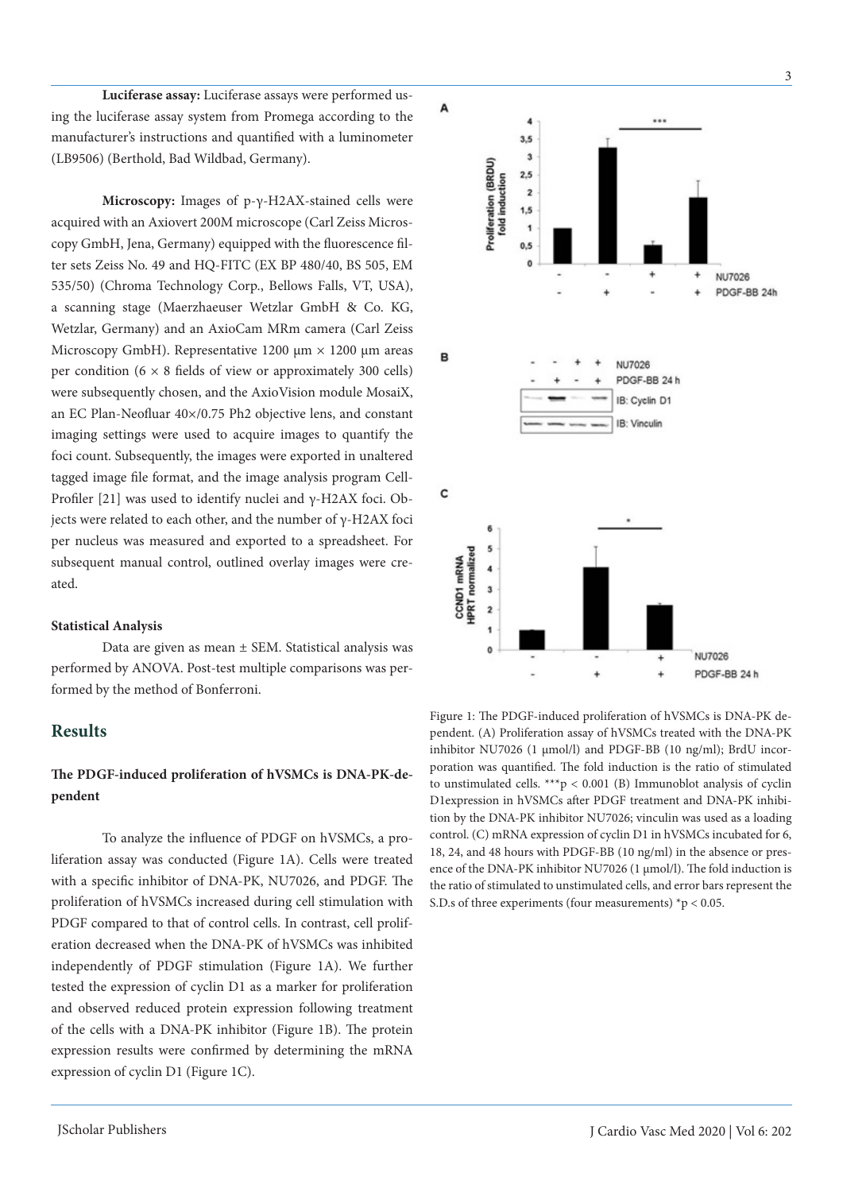**Luciferase assay:** Luciferase assays were performed using the luciferase assay system from Promega according to the manufacturer's instructions and quantified with a luminometer (LB9506) (Berthold, Bad Wildbad, Germany).

**Microscopy:** Images of p-γ-H2AX-stained cells were acquired with an Axiovert 200M microscope (Carl Zeiss Microscopy GmbH, Jena, Germany) equipped with the fluorescence filter sets Zeiss No. 49 and HQ-FITC (EX BP 480/40, BS 505, EM 535/50) (Chroma Technology Corp., Bellows Falls, VT, USA), a scanning stage (Maerzhaeuser Wetzlar GmbH & Co. KG, Wetzlar, Germany) and an AxioCam MRm camera (Carl Zeiss Microscopy GmbH). Representative 1200 µm × 1200 µm areas per condition (6 × 8 fields of view or approximately 300 cells) were subsequently chosen, and the AxioVision module MosaiX, an EC Plan-Neofluar 40×/0.75 Ph2 objective lens, and constant imaging settings were used to acquire images to quantify the foci count. Subsequently, the images were exported in unaltered tagged image file format, and the image analysis program CellProfiler [21] was used to identify nuclei and γ-H2AX foci. Objects were related to each other, and the number of γ-H2AX foci per nucleus was measured and exported to a spreadsheet. For subsequent manual control, outlined overlay images were created.

**Statistical Analysis**

Data are given as mean ± SEM. Statistical analysis was performed by ANOVA. Post-test multiple comparisons was performed by the method of Bonferroni.

## Results

### The PDGF-induced proliferation of hVSMCs is DNA-PK-dependent

To analyze the influence of PDGF on hVSMCs, a proliferation assay was conducted (Figure 1A). Cells were treated with a specific inhibitor of DNA-PK, NU7026, and PDGF. The proliferation of hVSMCs increased during cell stimulation with PDGF compared to that of control cells. In contrast, cell proliferation decreased when the DNA-PK of hVSMCs was inhibited independently of PDGF stimulation (Figure 1A). We further tested the expression of cyclin D1 as a marker for proliferation and observed reduced protein expression following treatment of the cells with a DNA-PK inhibitor (Figure 1B). The protein expression results were confirmed by determining the mRNA expression of cyclin D1 (Figure 1C).

Figure 1: The PDGF-induced proliferation of hVSMCs is DNA-PK dependent. (A) Proliferation assay of hVSMCs treated with the DNA-PK inhibitor NU7026 (1 µmol/l) and PDGF-BB (10 ng/ml); BrdU incorporation was quantified. The fold induction is the ratio of stimulated to unstimulated cells. ***$p < 0.001$ (B) Immunoblot analysis of cyclin D1expression in hVSMCs after PDGF treatment and DNA-PK inhibition by the DNA-PK inhibitor NU7026; vinculin was used as a loading control. (C) mRNA expression of cyclin D1 in hVSMCs incubated for 6, 18, 24, and 48 hours with PDGF-BB (10 ng/ml) in the absence or presence of the DNA-PK inhibitor NU7026 (1 µmol/l). The fold induction is the ratio of stimulated to unstimulated cells, and error bars represent the S.D.s of three experiments (four measurements) *$p < 0.05$.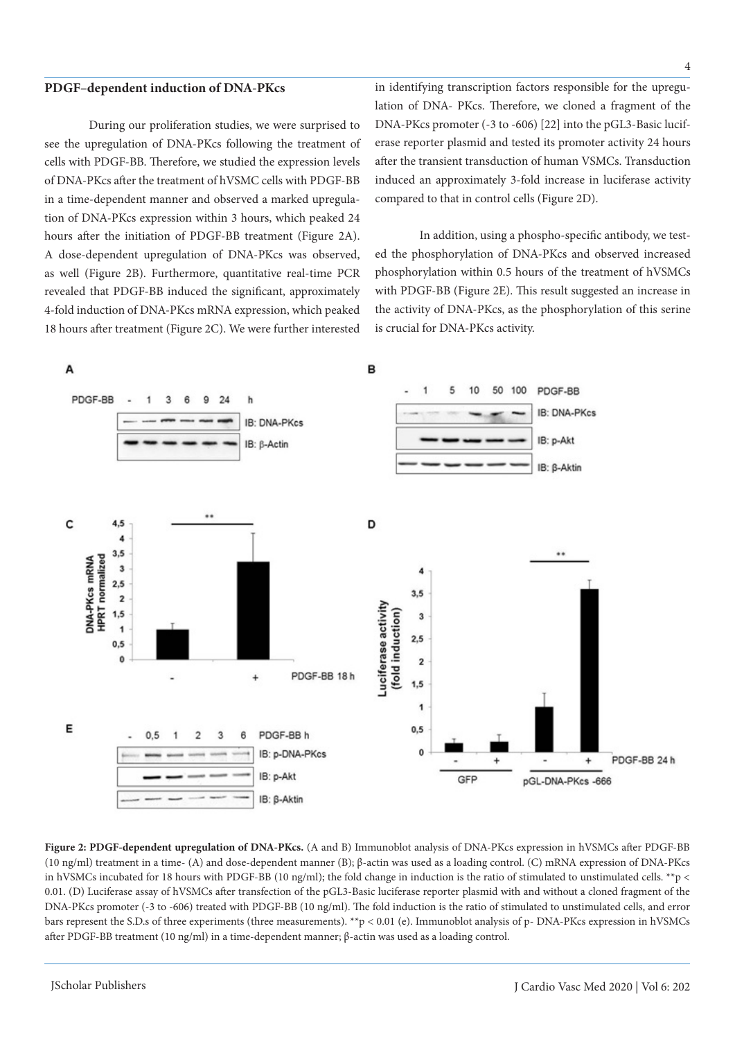### PDGF–dependent induction of DNA-PKcs

During our proliferation studies, we were surprised to see the upregulation of DNA-PKcs following the treatment of cells with PDGF-BB. Therefore, we studied the expression levels of DNA-PKcs after the treatment of hVSMC cells with PDGF-BB in a time-dependent manner and observed a marked upregulation of DNA-PKcs expression within 3 hours, which peaked 24 hours after the initiation of PDGF-BB treatment (Figure 2A). A dose-dependent upregulation of DNA-PKcs was observed, as well (Figure 2B). Furthermore, quantitative real-time PCR revealed that PDGF-BB induced the significant, approximately 4-fold induction of DNA-PKcs mRNA expression, which peaked 18 hours after treatment (Figure 2C). We were further interested in identifying transcription factors responsible for the upregulation of DNA- PKcs. Therefore, we cloned a fragment of the DNA-PKcs promoter (-3 to -606) [22] into the pGL3-Basic luciferase reporter plasmid and tested its promoter activity 24 hours after the transient transduction of human VSMCs. Transduction induced an approximately 3-fold increase in luciferase activity compared to that in control cells (Figure 2D).

In addition, using a phospho-specific antibody, we tested the phosphorylation of DNA-PKcs and observed increased phosphorylation within 0.5 hours of the treatment of hVSMCs with PDGF-BB (Figure 2E). This result suggested an increase in the activity of DNA-PKcs, as the phosphorylation of this serine is crucial for DNA-PKcs activity.

**Figure 2: PDGF-dependent upregulation of DNA-PKcs.** (A and B) Immunoblot analysis of DNA-PKcs expression in hVSMCs after PDGF-BB (10 ng/ml) treatment in a time- (A) and dose-dependent manner (B); β-actin was used as a loading control. (C) mRNA expression of DNA-PKcs in hVSMCs incubated for 18 hours with PDGF-BB (10 ng/ml); the fold change in induction is the ratio of stimulated to unstimulated cells. $^{**}p < 0.01$. (D) Luciferase assay of hVSMCs after transfection of the pGL3-Basic luciferase reporter plasmid with and without a cloned fragment of the DNA-PKcs promoter (-3 to -606) treated with PDGF-BB (10 ng/ml). The fold induction is the ratio of stimulated to unstimulated cells, and error bars represent the S.D.s of three experiments (three measurements). $^{**}p < 0.01$ (e). Immunoblot analysis of p- DNA-PKcs expression in hVSMCs after PDGF-BB treatment (10 ng/ml) in a time-dependent manner; β-actin was used as a loading control.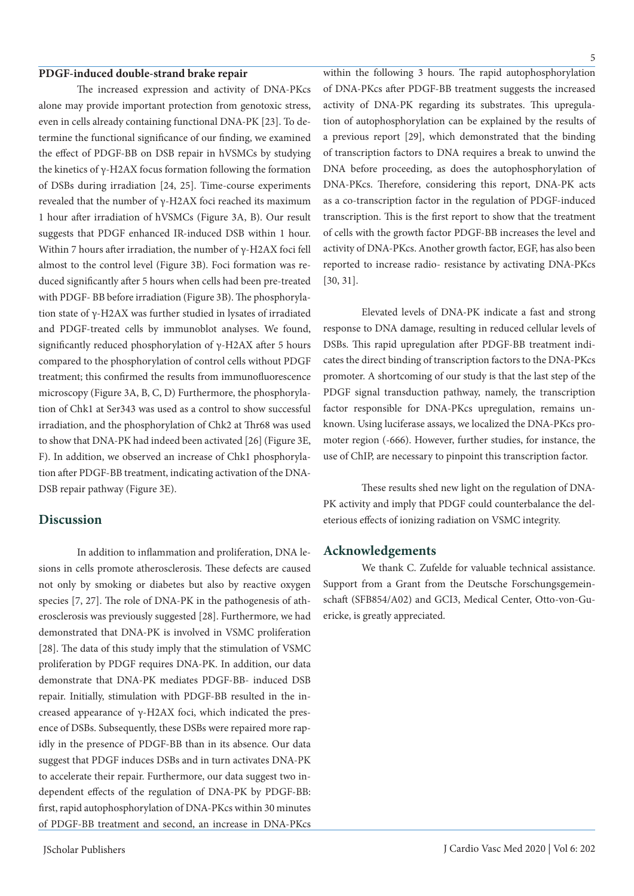**PDGF-induced double-strand brake repair**

The increased expression and activity of DNA-PKcs alone may provide important protection from genotoxic stress, even in cells already containing functional DNA-PK [23]. To determine the functional significance of our finding, we examined the effect of PDGF-BB on DSB repair in hVSMCs by studying the kinetics of γ-H2AX focus formation following the formation of DSBs during irradiation [24, 25]. Time-course experiments revealed that the number of γ-H2AX foci reached its maximum 1 hour after irradiation of hVSMCs (Figure 3A, B). Our result suggests that PDGF enhanced IR-induced DSB within 1 hour. Within 7 hours after irradiation, the number of γ-H2AX foci fell almost to the control level (Figure 3B). Foci formation was reduced significantly after 5 hours when cells had been pre-treated with PDGF- BB before irradiation (Figure 3B). The phosphorylation state of γ-H2AX was further studied in lysates of irradiated and PDGF-treated cells by immunoblot analyses. We found, significantly reduced phosphorylation of γ-H2AX after 5 hours compared to the phosphorylation of control cells without PDGF treatment; this confirmed the results from immunofluorescence microscopy (Figure 3A, B, C, D) Furthermore, the phosphorylation of Chk1 at Ser343 was used as a control to show successful irradiation, and the phosphorylation of Chk2 at Thr68 was used to show that DNA-PK had indeed been activated [26] (Figure 3E, F). In addition, we observed an increase of Chk1 phosphorylation after PDGF-BB treatment, indicating activation of the DNA-DSB repair pathway (Figure 3E).

## Discussion

In addition to inflammation and proliferation, DNA lesions in cells promote atherosclerosis. These defects are caused not only by smoking or diabetes but also by reactive oxygen species [7, 27]. The role of DNA-PK in the pathogenesis of atherosclerosis was previously suggested [28]. Furthermore, we had demonstrated that DNA-PK is involved in VSMC proliferation [28]. The data of this study imply that the stimulation of VSMC proliferation by PDGF requires DNA-PK. In addition, our data demonstrate that DNA-PK mediates PDGF-BB- induced DSB repair. Initially, stimulation with PDGF-BB resulted in the increased appearance of γ-H2AX foci, which indicated the presence of DSBs. Subsequently, these DSBs were repaired more rapidly in the presence of PDGF-BB than in its absence. Our data suggest that PDGF induces DSBs and in turn activates DNA-PK to accelerate their repair. Furthermore, our data suggest two independent effects of the regulation of DNA-PK by PDGF-BB: first, rapid autophosphorylation of DNA-PKcs within 30 minutes of PDGF-BB treatment and second, an increase in DNA-PKcs within the following 3 hours. The rapid autophosphorylation of DNA-PKcs after PDGF-BB treatment suggests the increased activity of DNA-PK regarding its substrates. This upregulation of autophosphorylation can be explained by the results of a previous report [29], which demonstrated that the binding of transcription factors to DNA requires a break to unwind the DNA before proceeding, as does the autophosphorylation of DNA-PKcs. Therefore, considering this report, DNA-PK acts as a co-transcription factor in the regulation of PDGF-induced transcription. This is the first report to show that the treatment of cells with the growth factor PDGF-BB increases the level and activity of DNA-PKcs. Another growth factor, EGF, has also been reported to increase radio- resistance by activating DNA-PKcs [30, 31].

Elevated levels of DNA-PK indicate a fast and strong response to DNA damage, resulting in reduced cellular levels of DSBs. This rapid upregulation after PDGF-BB treatment indicates the direct binding of transcription factors to the DNA-PKcs promoter. A shortcoming of our study is that the last step of the PDGF signal transduction pathway, namely, the transcription factor responsible for DNA-PKcs upregulation, remains unknown. Using luciferase assays, we localized the DNA-PKcs promoter region (-666). However, further studies, for instance, the use of ChIP, are necessary to pinpoint this transcription factor.

These results shed new light on the regulation of DNA-PK activity and imply that PDGF could counterbalance the deleterious effects of ionizing radiation on VSMC integrity.

## Acknowledgements

We thank C. Zufelde for valuable technical assistance. Support from a Grant from the Deutsche Forschungsgemeinschaft (SFB854/A02) and GCI3, Medical Center, Otto-von-Guericke, is greatly appreciated.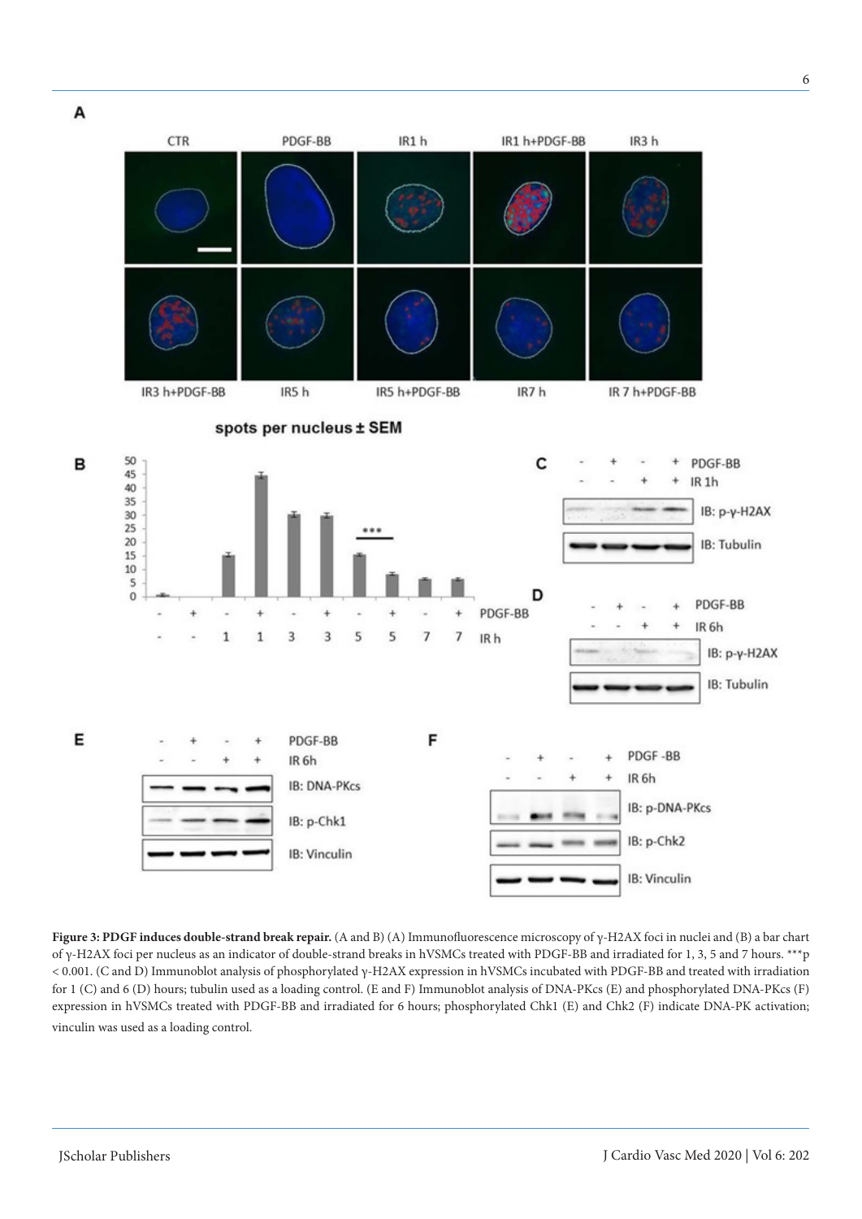**Figure 3: PDGF induces double-strand break repair.** (A and B) (A) Immunofluorescence microscopy of γ-H2AX foci in nuclei and (B) a bar chart of γ-H2AX foci per nucleus as an indicator of double-strand breaks in hVSMCs treated with PDGF-BB and irradiated for 1, 3, 5 and 7 hours. ***$p < 0.001$. (C and D) Immunoblot analysis of phosphorylated γ-H2AX expression in hVSMCs incubated with PDGF-BB and treated with irradiation for 1 (C) and 6 (D) hours; tubulin used as a loading control. (E and F) Immunoblot analysis of DNA-PKcs (E) and phosphorylated DNA-PKcs (F) expression in hVSMCs treated with PDGF-BB and irradiated for 6 hours; phosphorylated Chk1 (E) and Chk2 (F) indicate DNA-PK activation; vinculin was used as a loading control.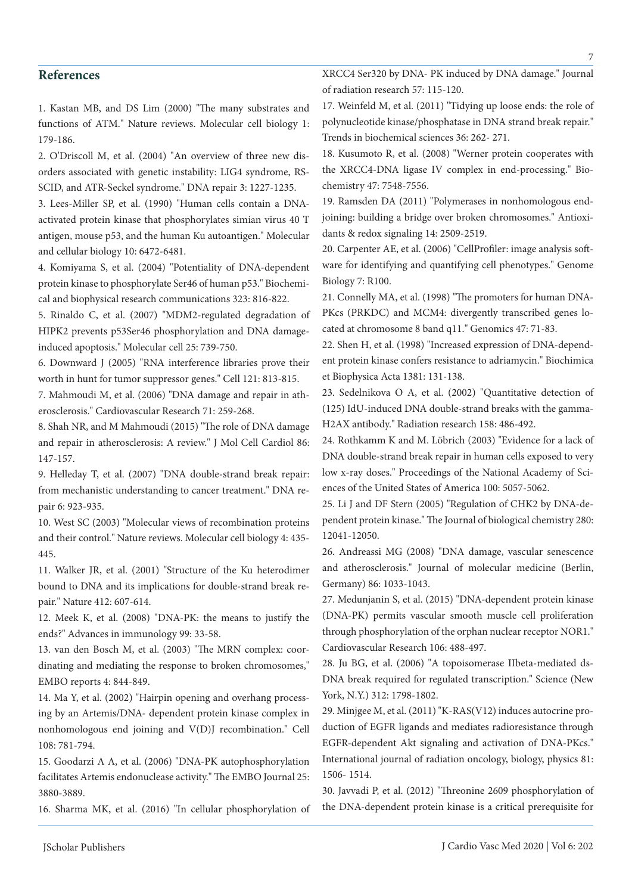## References

1. Kastan MB, and DS Lim (2000) "The many substrates and functions of ATM." Nature reviews. Molecular cell biology 1: 179-186.

2. O'Driscoll M, et al. (2004) "An overview of three new disorders associated with genetic instability: LIG4 syndrome, RS-SCID, and ATR-Seckel syndrome." DNA repair 3: 1227-1235.

3. Lees-Miller SP, et al. (1990) "Human cells contain a DNA-activated protein kinase that phosphorylates simian virus 40 T antigen, mouse p53, and the human Ku autoantigen." Molecular and cellular biology 10: 6472-6481.

4. Komiyama S, et al. (2004) "Potentiality of DNA-dependent protein kinase to phosphorylate Ser46 of human p53." Biochemical and biophysical research communications 323: 816-822.

5. Rinaldo C, et al. (2007) "MDM2-regulated degradation of HIPK2 prevents p53Ser46 phosphorylation and DNA damage-induced apoptosis." Molecular cell 25: 739-750.

6. Downward J (2005) "RNA interference libraries prove their worth in hunt for tumor suppressor genes." Cell 121: 813-815.

7. Mahmoudi M, et al. (2006) "DNA damage and repair in atherosclerosis." Cardiovascular Research 71: 259-268.

8. Shah NR, and M Mahmoudi (2015) "The role of DNA damage and repair in atherosclerosis: A review." J Mol Cell Cardiol 86: 147-157.

9. Helleday T, et al. (2007) "DNA double-strand break repair: from mechanistic understanding to cancer treatment." DNA repair 6: 923-935.

10. West SC (2003) "Molecular views of recombination proteins and their control." Nature reviews. Molecular cell biology 4: 435-445.

11. Walker JR, et al. (2001) "Structure of the Ku heterodimer bound to DNA and its implications for double-strand break repair." Nature 412: 607-614.

12. Meek K, et al. (2008) "DNA-PK: the means to justify the ends?" Advances in immunology 99: 33-58.

13. van den Bosch M, et al. (2003) "The MRN complex: coordinating and mediating the response to broken chromosomes," EMBO reports 4: 844-849.

14. Ma Y, et al. (2002) "Hairpin opening and overhang processing by an Artemis/DNA- dependent protein kinase complex in nonhomologous end joining and V(D)J recombination." Cell 108: 781-794.

15. Goodarzi A A, et al. (2006) "DNA-PK autophosphorylation facilitates Artemis endonuclease activity." The EMBO Journal 25: 3880-3889.

16. Sharma MK, et al. (2016) "In cellular phosphorylation of XRCC4 Ser320 by DNA- PK induced by DNA damage." Journal of radiation research 57: 115-120.

17. Weinfeld M, et al. (2011) "Tidying up loose ends: the role of polynucleotide kinase/phosphatase in DNA strand break repair." Trends in biochemical sciences 36: 262- 271.

18. Kusumoto R, et al. (2008) "Werner protein cooperates with the XRCC4-DNA ligase IV complex in end-processing." Biochemistry 47: 7548-7556.

19. Ramsden DA (2011) "Polymerases in nonhomologous end-joining: building a bridge over broken chromosomes." Antioxidants & redox signaling 14: 2509-2519.

20. Carpenter AE, et al. (2006) "CellProfiler: image analysis software for identifying and quantifying cell phenotypes." Genome Biology 7: R100.

21. Connelly MA, et al. (1998) "The promoters for human DNA-PKcs (PRKDC) and MCM4: divergently transcribed genes located at chromosome 8 band q11." Genomics 47: 71-83.

22. Shen H, et al. (1998) "Increased expression of DNA-dependent protein kinase confers resistance to adriamycin." Biochimica et Biophysica Acta 1381: 131-138.

23. Sedelnikova O A, et al. (2002) "Quantitative detection of (125) IdU-induced DNA double-strand breaks with the gamma-H2AX antibody." Radiation research 158: 486-492.

24. Rothkamm K and M. Löbrich (2003) "Evidence for a lack of DNA double-strand break repair in human cells exposed to very low x-ray doses." Proceedings of the National Academy of Sciences of the United States of America 100: 5057-5062.

25. Li J and DF Stern (2005) "Regulation of CHK2 by DNA-dependent protein kinase." The Journal of biological chemistry 280: 12041-12050.

26. Andreassi MG (2008) "DNA damage, vascular senescence and atherosclerosis." Journal of molecular medicine (Berlin, Germany) 86: 1033-1043.

27. Medunjanin S, et al. (2015) "DNA-dependent protein kinase (DNA-PK) permits vascular smooth muscle cell proliferation through phosphorylation of the orphan nuclear receptor NOR1." Cardiovascular Research 106: 488-497.

28. Ju BG, et al. (2006) "A topoisomerase IIbeta-mediated dsDNA break required for regulated transcription." Science (New York, N.Y.) 312: 1798-1802.

29. Minjgee M, et al. (2011) "K-RAS(V12) induces autocrine production of EGFR ligands and mediates radioresistance through EGFR-dependent Akt signaling and activation of DNA-PKcs." International journal of radiation oncology, biology, physics 81: 1506- 1514.

30. Javvadi P, et al. (2012) "Threonine 2609 phosphorylation of the DNA-dependent protein kinase is a critical prerequisite for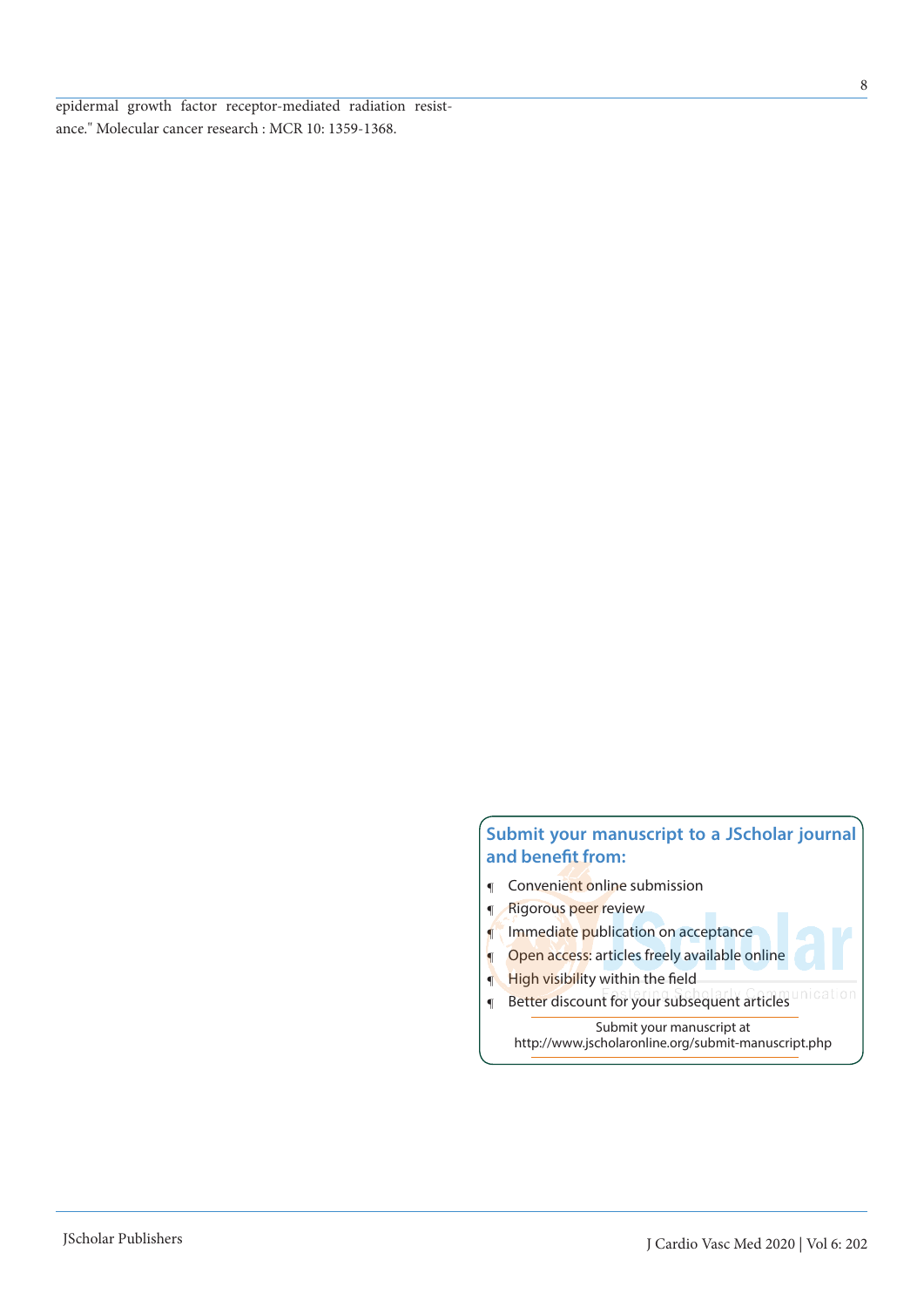epidermal growth factor receptor-mediated radiation resistance." Molecular cancer research : MCR 10: 1359-1368.

**Submit your manuscript to a JScholar journal and benefit from:**

- Convenient online submission
- Rigorous peer review
- Immediate publication on acceptance
- Open access: articles freely available online
- High visibility within the field
- Better discount for your subsequent articles

Submit your manuscript at
http://www.jscholaronline.org/submit-manuscript.php